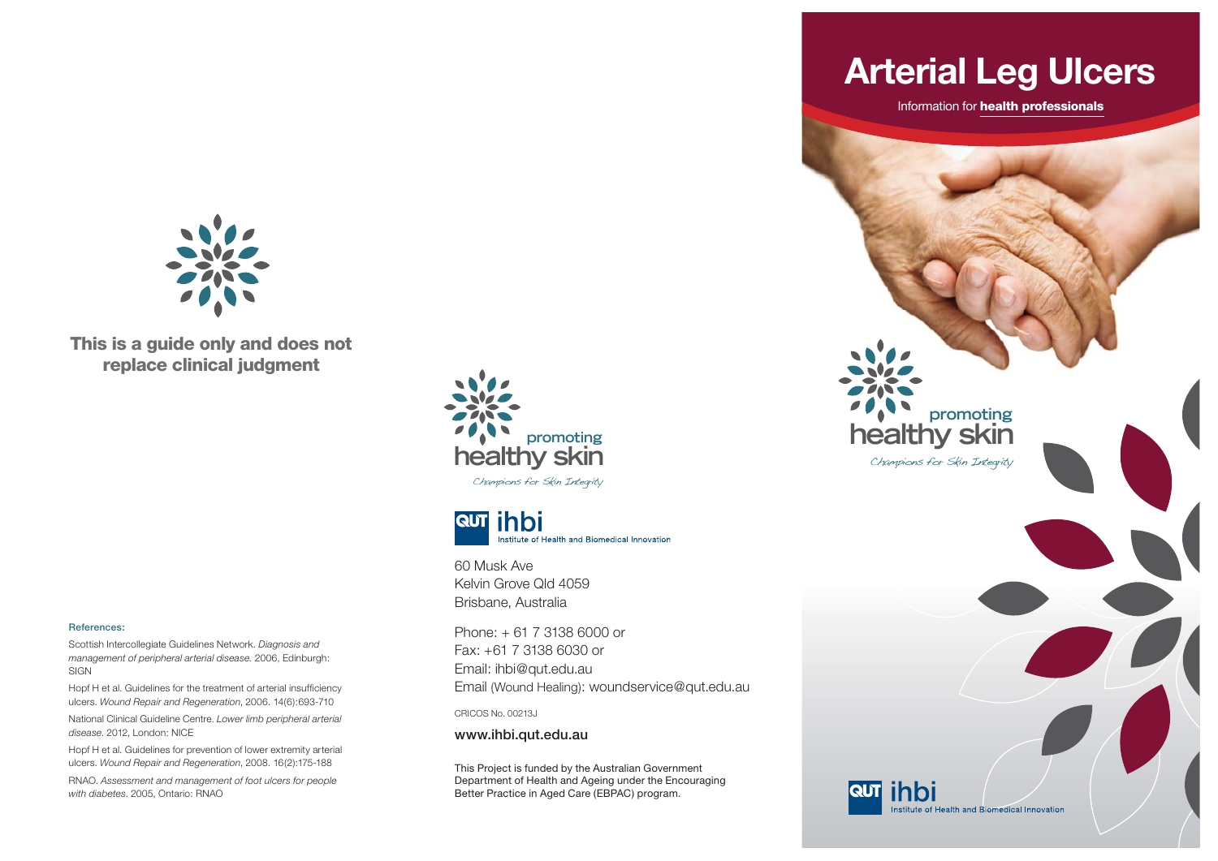**This is a guide only and does not replace clinical judgment**

#### References:

Scottish Intercollegiate Guidelines Network. *Diagnosis and management of peripheral arterial disease.* 2006, Edinburgh: SIGN

Hopf H et al. Guidelines for the treatment of arterial insufficiency ulcers. *Wound Repair and Regeneration*, 2006. 14(6):693-710

National Clinical Guideline Centre. *Lower limb peripheral arterial disease.* 2012, London: NICE

Hopf H et al. Guidelines for prevention of lower extremity arterial ulcers. *Wound Repair and Regeneration*, 2008. 16(2):175-188

RNAO. *Assessment and management of foot ulcers for people with diabetes.* 2005, Ontario: RNAO

promoting healthy skin

*Champions for Skin Integrity*

QUT ihbi

Institute of Health and Biomedical Innovation

60 Musk Ave
Kelvin Grove Qld 4059
Brisbane, Australia

Phone: + 61 7 3138 6000 or
Fax: +61 7 3138 6030 or
Email: ihbi@qut.edu.au
Email (Wound Healing): woundservice@qut.edu.au

CRICOS No. 00213J

**www.ihbi.qut.edu.au**

This Project is funded by the Australian Government Department of Health and Ageing under the Encouraging Better Practice in Aged Care (EBPAC) program.

# Arterial Leg Ulcers

Information for **health professionals**

promoting healthy skin

*Champions for Skin Integrity*

QUT ihbi

Institute of Health and Biomedical Innovation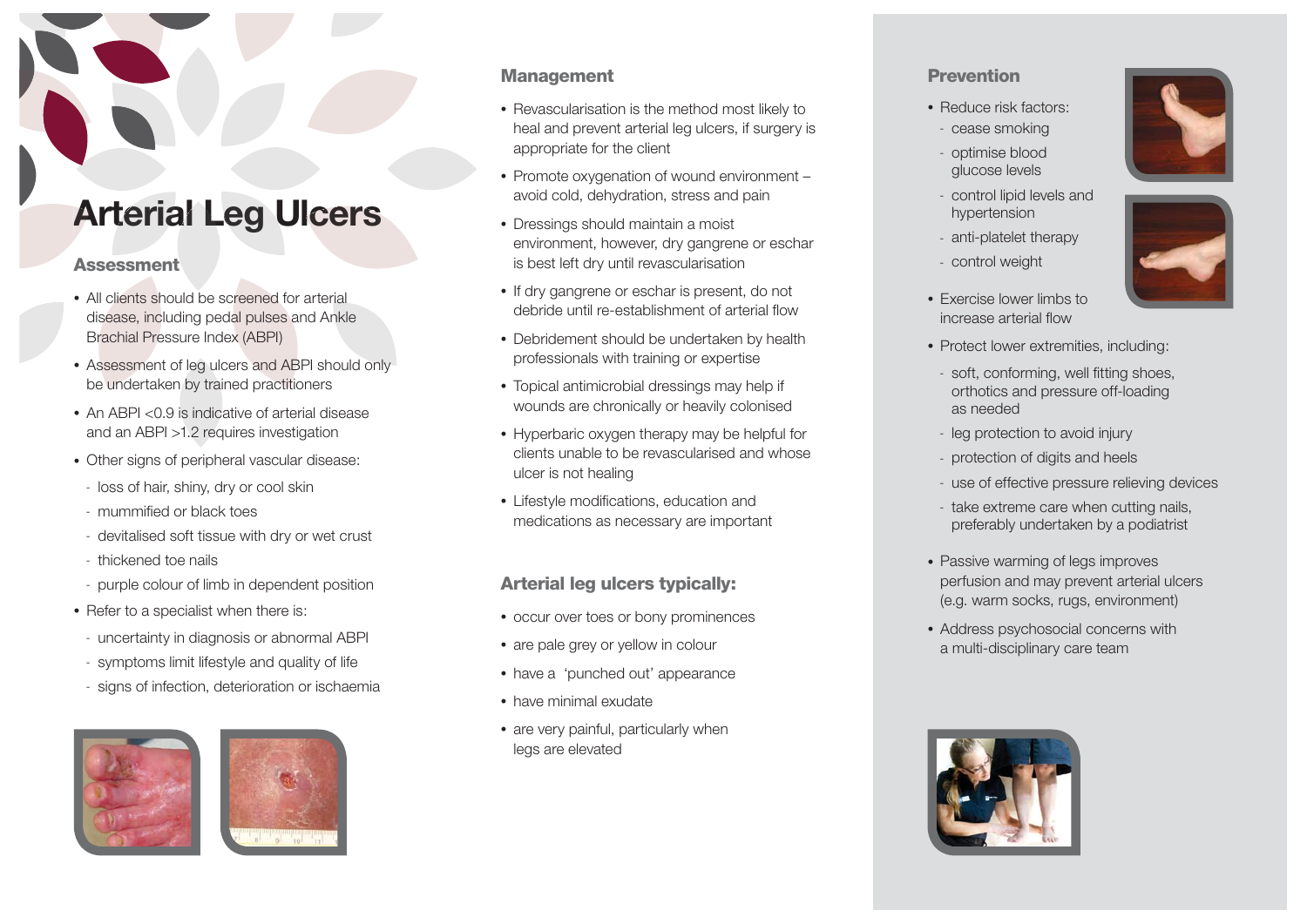# Arterial Leg Ulcers

## Assessment

- All clients should be screened for arterial disease, including pedal pulses and Ankle Brachial Pressure Index (ABPI)
- Assessment of leg ulcers and ABPI should only be undertaken by trained practitioners
- An ABPI <0.9 is indicative of arterial disease and an ABPI >1.2 requires investigation
- Other signs of peripheral vascular disease:
  - loss of hair, shiny, dry or cool skin
  - mummified or black toes
  - devitalised soft tissue with dry or wet crust
  - thickened toe nails
  - purple colour of limb in dependent position
- Refer to a specialist when there is:
  - uncertainty in diagnosis or abnormal ABPI
  - symptoms limit lifestyle and quality of life
  - signs of infection, deterioration or ischaemia

## Management

- Revascularisation is the method most likely to heal and prevent arterial leg ulcers, if surgery is appropriate for the client
- Promote oxygenation of wound environment – avoid cold, dehydration, stress and pain
- Dressings should maintain a moist environment, however, dry gangrene or eschar is best left dry until revascularisation
- If dry gangrene or eschar is present, do not debride until re-establishment of arterial flow
- Debridement should be undertaken by health professionals with training or expertise
- Topical antimicrobial dressings may help if wounds are chronically or heavily colonised
- Hyperbaric oxygen therapy may be helpful for clients unable to be revascularised and whose ulcer is not healing
- Lifestyle modifications, education and medications as necessary are important

## Arterial leg ulcers typically:

- occur over toes or bony prominences
- are pale grey or yellow in colour
- have a 'punched out' appearance
- have minimal exudate
- are very painful, particularly when legs are elevated

## Prevention

- Reduce risk factors:
  - cease smoking
  - optimise blood glucose levels
  - control lipid levels and hypertension
  - anti-platelet therapy
  - control weight
- Exercise lower limbs to increase arterial flow
- Protect lower extremities, including:
  - soft, conforming, well fitting shoes, orthotics and pressure off-loading as needed
  - leg protection to avoid injury
  - protection of digits and heels
  - use of effective pressure relieving devices
  - take extreme care when cutting nails, preferably undertaken by a podiatrist
- Passive warming of legs improves perfusion and may prevent arterial ulcers (e.g. warm socks, rugs, environment)
- Address psychosocial concerns with a multi-disciplinary care team